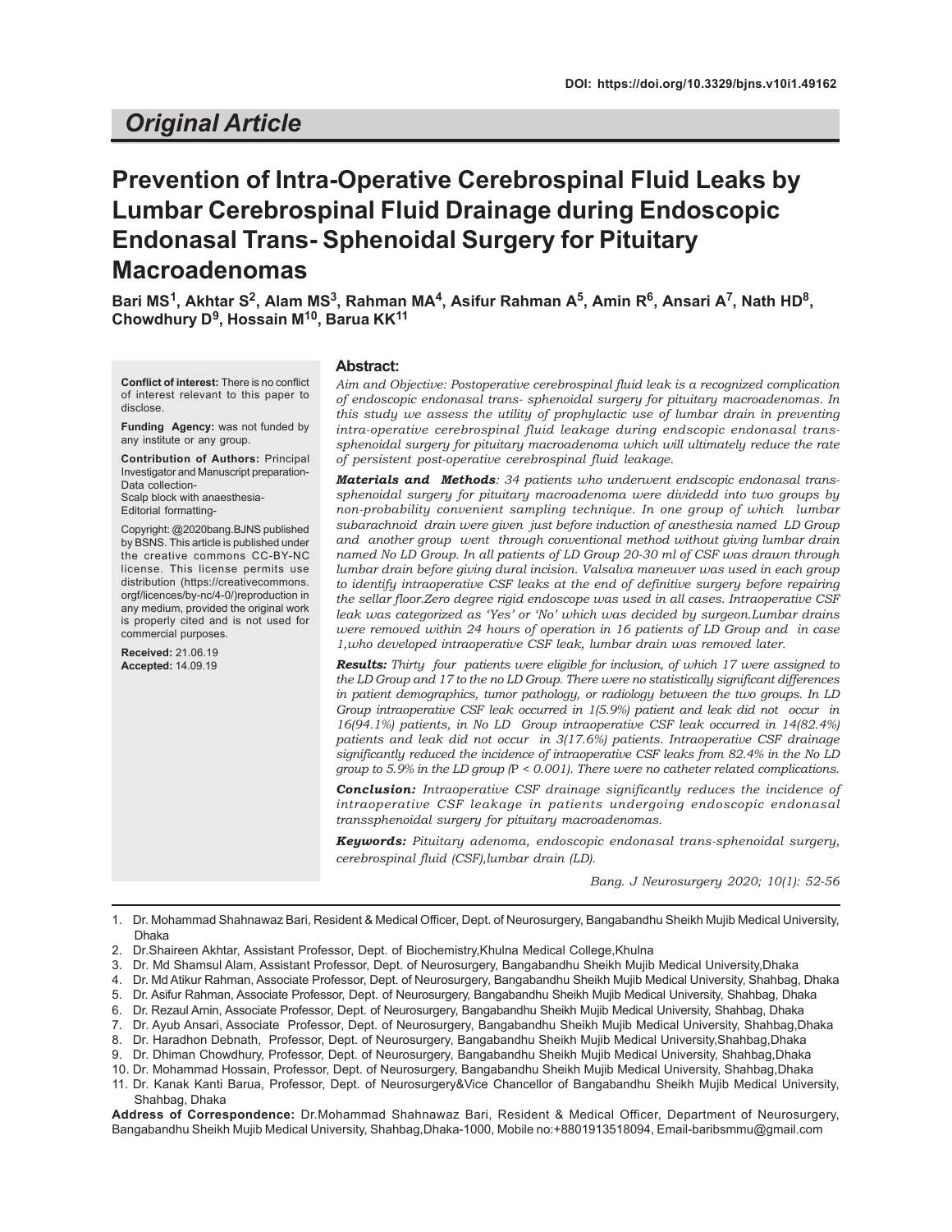DOI: https://doi.org/10.3329/bjns.v10i1.49162

## Original Article

# Prevention of Intra-Operative Cerebrospinal Fluid Leaks by Lumbar Cerebrospinal Fluid Drainage during Endoscopic Endonasal Trans- Sphenoidal Surgery for Pituitary Macroadenomas

**Bari MS[1], Akhtar S[2], Alam MS[3], Rahman MA[4], Asifur Rahman A[5], Amin R[6], Ansari A[7], Nath HD[8], Chowdhury D[9], Hossain M[10], Barua KK[11]**

**Conflict of interest:** There is no conflict of interest relevant to this paper to disclose.

**Funding Agency:** was not funded by any institute or any group.

**Contribution of Authors:** Principal Investigator and Manuscript preparation-
Data collection-
Scalp block with anaesthesia-
Editorial formatting-

Copyright: @2020bang.BJNS published by BSNS. This article is published under the creative commons CC-BY-NC license. This license permits use distribution (https://creativecommons.orgf/licences/by-nc/4-0/)reproduction in any medium, provided the original work is properly cited and is not used for commercial purposes.

**Received:** 21.06.19
**Accepted:** 14.09.19

### Abstract:

*Aim and Objective: Postoperative cerebrospinal fluid leak is a recognized complication of endoscopic endonasal trans- sphenoidal surgery for pituitary macroadenomas. In this study we assess the utility of prophylactic use of lumbar drain in preventing intra-operative cerebrospinal fluid leakage during endscopic endonasal trans-sphenoidal surgery for pituitary macroadenoma which will ultimately reduce the rate of persistent post-operative cerebrospinal fluid leakage.*

***Materials and Methods**: 34 patients who underwent endscopic endonasal trans-sphenoidal surgery for pituitary macroadenoma were dividedd into two groups by non-probability convenient sampling technique. In one group of which lumbar subarachnoid drain were given just before induction of anesthesia named LD Group and another group went through conventional method without giving lumbar drain named No LD Group. In all patients of LD Group 20-30 ml of CSF was drawn through lumbar drain before giving dural incision. Valsalva maneuver was used in each group to identify intraoperative CSF leaks at the end of definitive surgery before repairing the sellar floor.Zero degree rigid endoscope was used in all cases. Intraoperative CSF leak was categorized as 'Yes' or 'No' which was decided by surgeon.Lumbar drains were removed within 24 hours of operation in 16 patients of LD Group and in case 1,who developed intraoperative CSF leak, lumbar drain was removed later.*

***Results:** Thirty four patients were eligible for inclusion, of which 17 were assigned to the LD Group and 17 to the no LD Group. There were no statistically significant differences in patient demographics, tumor pathology, or radiology between the two groups. In LD Group intraoperative CSF leak occurred in 1(5.9%) patient and leak did not occur in 16(94.1%) patients, in No LD Group intraoperative CSF leak occurred in 14(82.4%) patients and leak did not occur in 3(17.6%) patients. Intraoperative CSF drainage significantly reduced the incidence of intraoperative CSF leaks from 82.4% in the No LD group to 5.9% in the LD group (P < 0.001). There were no catheter related complications.*

***Conclusion:** Intraoperative CSF drainage significantly reduces the incidence of intraoperative CSF leakage in patients undergoing endoscopic endonasal transsphenoidal surgery for pituitary macroadenomas.*

***Keywords:** Pituitary adenoma, endoscopic endonasal trans-sphenoidal surgery, cerebrospinal fluid (CSF),lumbar drain (LD).*

*Bang. J Neurosurgery 2020; 10(1): 52-56*

1. Dr. Mohammad Shahnawaz Bari, Resident & Medical Officer, Dept. of Neurosurgery, Bangabandhu Sheikh Mujib Medical University, Dhaka
2. Dr.Shaireen Akhtar, Assistant Professor, Dept. of Biochemistry,Khulna Medical College,Khulna
3. Dr. Md Shamsul Alam, Assistant Professor, Dept. of Neurosurgery, Bangabandhu Sheikh Mujib Medical University,Dhaka
4. Dr. Md Atikur Rahman, Associate Professor, Dept. of Neurosurgery, Bangabandhu Sheikh Mujib Medical University, Shahbag, Dhaka
5. Dr. Asifur Rahman, Associate Professor, Dept. of Neurosurgery, Bangabandhu Sheikh Mujib Medical University, Shahbag, Dhaka
6. Dr. Rezaul Amin, Associate Professor, Dept. of Neurosurgery, Bangabandhu Sheikh Mujib Medical University, Shahbag, Dhaka
7. Dr. Ayub Ansari, Associate Professor, Dept. of Neurosurgery, Bangabandhu Sheikh Mujib Medical University, Shahbag,Dhaka
8. Dr. Haradhon Debnath, Professor, Dept. of Neurosurgery, Bangabandhu Sheikh Mujib Medical University,Shahbag,Dhaka
9. Dr. Dhiman Chowdhury, Professor, Dept. of Neurosurgery, Bangabandhu Sheikh Mujib Medical University, Shahbag,Dhaka
10. Dr. Mohammad Hossain, Professor, Dept. of Neurosurgery, Bangabandhu Sheikh Mujib Medical University, Shahbag,Dhaka
11. Dr. Kanak Kanti Barua, Professor, Dept. of Neurosurgery&Vice Chancellor of Bangabandhu Sheikh Mujib Medical University, Shahbag, Dhaka

**Address of Correspondence:** Dr.Mohammad Shahnawaz Bari, Resident & Medical Officer, Department of Neurosurgery, Bangabandhu Sheikh Mujib Medical University, Shahbag,Dhaka-1000, Mobile no:+8801913518094, Email-baribsmmu@gmail.com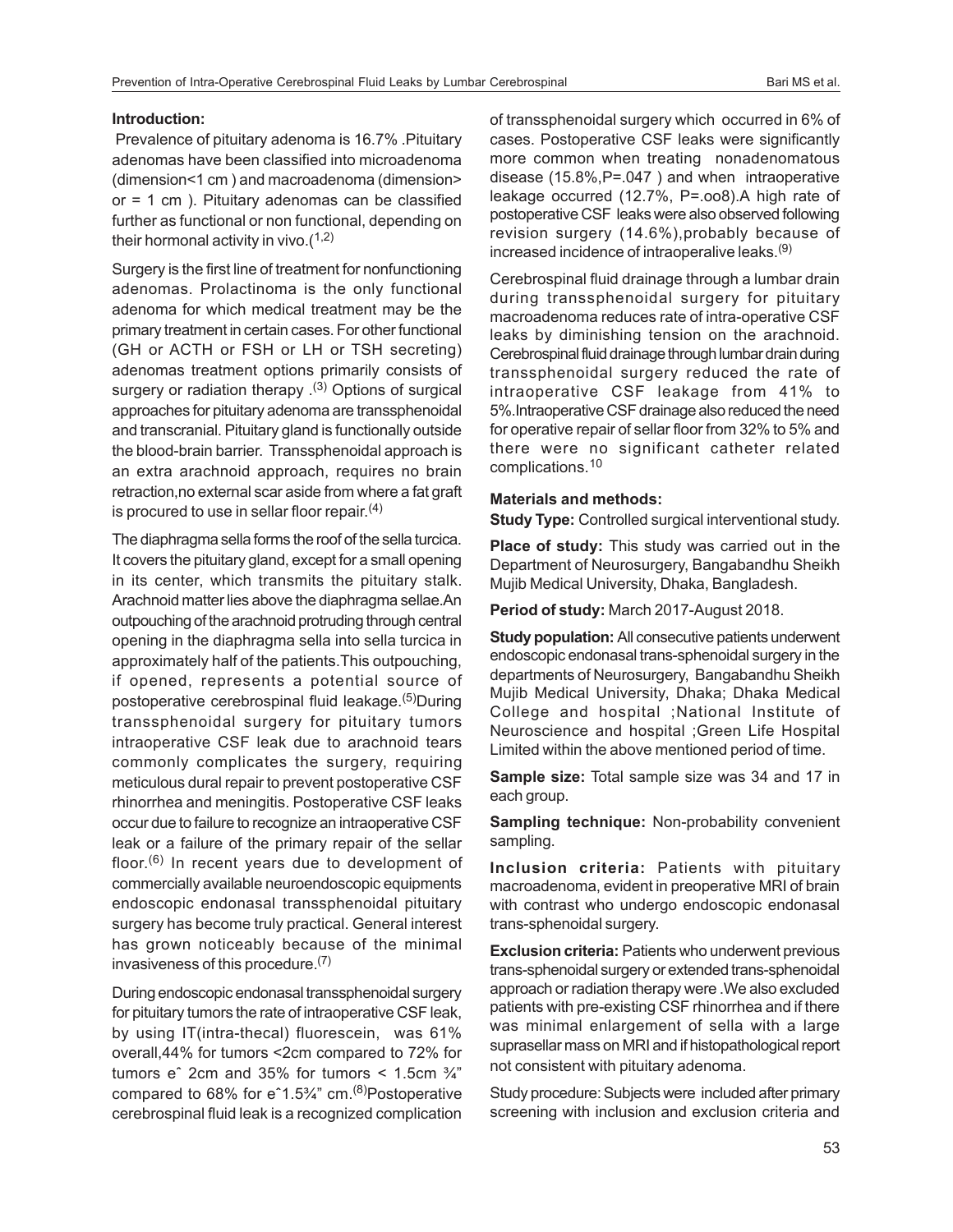## Introduction:

Prevalence of pituitary adenoma is 16.7% .Pituitary adenomas have been classified into microadenoma (dimension<1 cm ) and macroadenoma (dimension> or = 1 cm ). Pituitary adenomas can be classified further as functional or non functional, depending on their hormonal activity in vivo.([1,2])

Surgery is the first line of treatment for nonfunctioning adenomas. Prolactinoma is the only functional adenoma for which medical treatment may be the primary treatment in certain cases. For other functional (GH or ACTH or FSH or LH or TSH secreting) adenomas treatment options primarily consists of surgery or radiation therapy .[(3)] Options of surgical approaches for pituitary adenoma are transsphenoidal and transcranial. Pituitary gland is functionally outside the blood-brain barrier. Transsphenoidal approach is an extra arachnoid approach, requires no brain retraction,no external scar aside from where a fat graft is procured to use in sellar floor repair.[(4)]

The diaphragma sella forms the roof of the sella turcica. It covers the pituitary gland, except for a small opening in its center, which transmits the pituitary stalk. Arachnoid matter lies above the diaphragma sellae.An outpouching of the arachnoid protruding through central opening in the diaphragma sella into sella turcica in approximately half of the patients.This outpouching, if opened, represents a potential source of postoperative cerebrospinal fluid leakage.[(5)]During transsphenoidal surgery for pituitary tumors intraoperative CSF leak due to arachnoid tears commonly complicates the surgery, requiring meticulous dural repair to prevent postoperative CSF rhinorrhea and meningitis. Postoperative CSF leaks occur due to failure to recognize an intraoperative CSF leak or a failure of the primary repair of the sellar floor.[(6)] In recent years due to development of commercially available neuroendoscopic equipments endoscopic endonasal transsphenoidal pituitary surgery has become truly practical. General interest has grown noticeably because of the minimal invasiveness of this procedure.[(7)]

During endoscopic endonasal transsphenoidal surgery for pituitary tumors the rate of intraoperative CSF leak, by using IT(intra-thecal) fluorescein, was 61% overall,44% for tumors <2cm compared to 72% for tumors eˆ 2cm and 35% for tumors < 1.5cm ¾" compared to 68% for eˆ1.5¾" cm.[(8)]Postoperative cerebrospinal fluid leak is a recognized complication of transsphenoidal surgery which occurred in 6% of cases. Postoperative CSF leaks were significantly more common when treating nonadenomatous disease (15.8%,P=.047 ) and when intraoperative leakage occurred (12.7%, P=.oo8).A high rate of postoperative CSF leaks were also observed following revision surgery (14.6%),probably because of increased incidence of intraoperalive leaks.[(9)]

Cerebrospinal fluid drainage through a lumbar drain during transsphenoidal surgery for pituitary macroadenoma reduces rate of intra-operative CSF leaks by diminishing tension on the arachnoid. Cerebrospinal fluid drainage through lumbar drain during transsphenoidal surgery reduced the rate of intraoperative CSF leakage from 41% to 5%.Intraoperative CSF drainage also reduced the need for operative repair of sellar floor from 32% to 5% and there were no significant catheter related complications.[10]

## Materials and methods:

**Study Type:** Controlled surgical interventional study.

**Place of study:** This study was carried out in the Department of Neurosurgery, Bangabandhu Sheikh Mujib Medical University, Dhaka, Bangladesh.

**Period of study:** March 2017-August 2018.

**Study population:** All consecutive patients underwent endoscopic endonasal trans-sphenoidal surgery in the departments of Neurosurgery, Bangabandhu Sheikh Mujib Medical University, Dhaka; Dhaka Medical College and hospital ;National Institute of Neuroscience and hospital ;Green Life Hospital Limited within the above mentioned period of time.

**Sample size:** Total sample size was 34 and 17 in each group.

**Sampling technique:** Non-probability convenient sampling.

**Inclusion criteria:** Patients with pituitary macroadenoma, evident in preoperative MRI of brain with contrast who undergo endoscopic endonasal trans-sphenoidal surgery.

**Exclusion criteria:** Patients who underwent previous trans-sphenoidal surgery or extended trans-sphenoidal approach or radiation therapy were .We also excluded patients with pre-existing CSF rhinorrhea and if there was minimal enlargement of sella with a large suprasellar mass on MRI and if histopathological report not consistent with pituitary adenoma.

Study procedure: Subjects were included after primary screening with inclusion and exclusion criteria and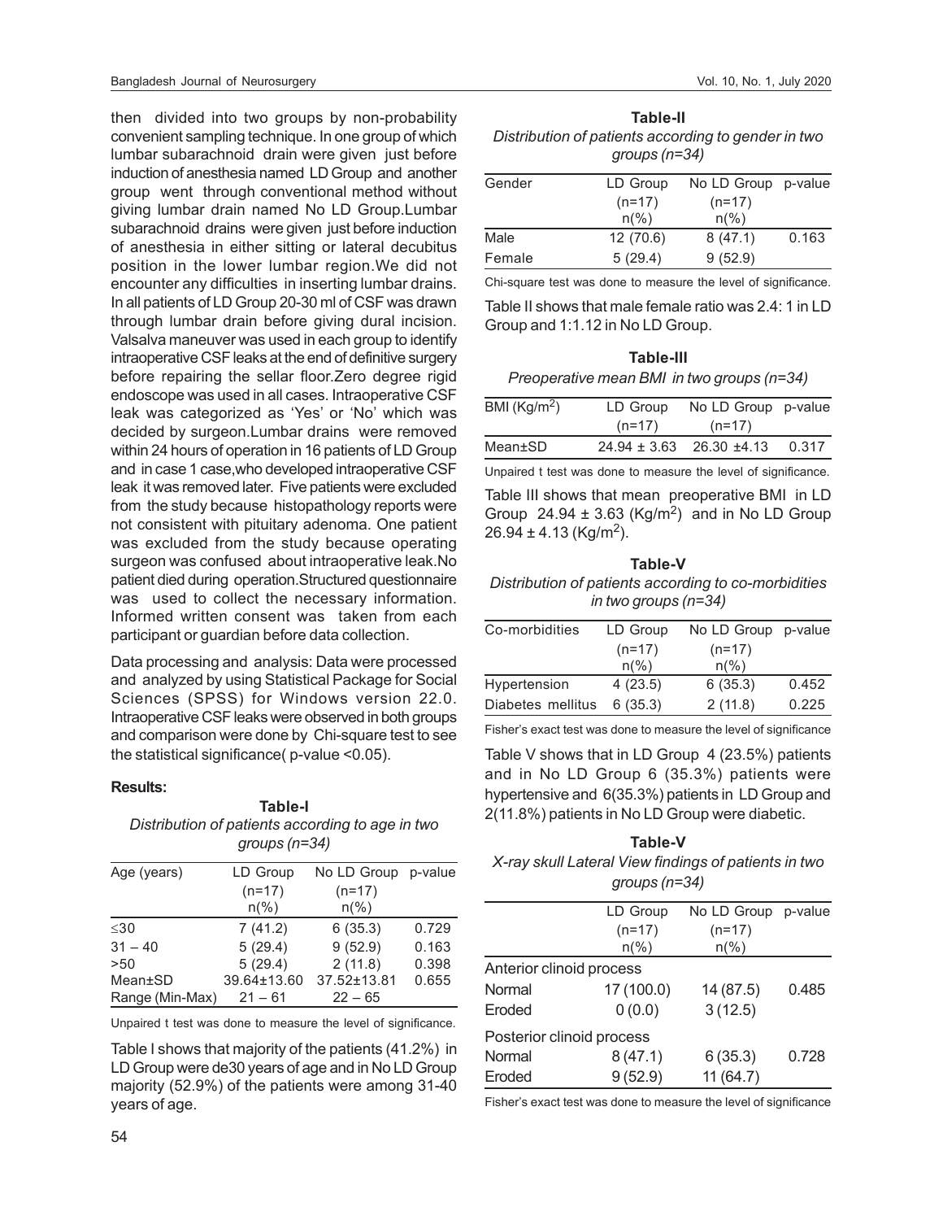then divided into two groups by non-probability convenient sampling technique. In one group of which lumbar subarachnoid drain were given just before induction of anesthesia named LD Group and another group went through conventional method without giving lumbar drain named No LD Group.Lumbar subarachnoid drains were given just before induction of anesthesia in either sitting or lateral decubitus position in the lower lumbar region.We did not encounter any difficulties in inserting lumbar drains. In all patients of LD Group 20-30 ml of CSF was drawn through lumbar drain before giving dural incision. Valsalva maneuver was used in each group to identify intraoperative CSF leaks at the end of definitive surgery before repairing the sellar floor.Zero degree rigid endoscope was used in all cases. Intraoperative CSF leak was categorized as 'Yes' or 'No' which was decided by surgeon.Lumbar drains were removed within 24 hours of operation in 16 patients of LD Group and in case 1 case,who developed intraoperative CSF leak it was removed later. Five patients were excluded from the study because histopathology reports were not consistent with pituitary adenoma. One patient was excluded from the study because operating surgeon was confused about intraoperative leak.No patient died during operation.Structured questionnaire was used to collect the necessary information. Informed written consent was taken from each participant or guardian before data collection.

Data processing and analysis: Data were processed and analyzed by using Statistical Package for Social Sciences (SPSS) for Windows version 22.0. Intraoperative CSF leaks were observed in both groups and comparison were done by Chi-square test to see the statistical significance( p-value <0.05).

**Results:**

**Table-I**

*Distribution of patients according to age in two groups (n=34)*

| Age (years) | LD Group (n=17) n(%) | No LD Group (n=17) n(%) | p-value |
|---|---|---|---|
| ≤30 | 7 (41.2) | 6 (35.3) | 0.729 |
| 31 – 40 | 5 (29.4) | 9 (52.9) | 0.163 |
| >50 | 5 (29.4) | 2 (11.8) | 0.398 |
| Mean±SD | 39.64±13.60 | 37.52±13.81 | 0.655 |
| Range (Min-Max) | 21 – 61 | 22 – 65 | |

Unpaired t test was done to measure the level of significance.

Table I shows that majority of the patients (41.2%) in LD Group were de30 years of age and in No LD Group majority (52.9%) of the patients were among 31-40 years of age.

**Table-II**

*Distribution of patients according to gender in two groups (n=34)*

| Gender | LD Group (n=17) n(%) | No LD Group (n=17) n(%) | p-value |
|---|---|---|---|
| Male | 12 (70.6) | 8 (47.1) | 0.163 |
| Female | 5 (29.4) | 9 (52.9) | |

Chi-square test was done to measure the level of significance.

Table II shows that male female ratio was 2.4: 1 in LD Group and 1:1.12 in No LD Group.

**Table-III**

*Preoperative mean BMI in two groups (n=34)*

| BMI (Kg/m$^2$) | LD Group (n=17) | No LD Group (n=17) | p-value |
|---|---|---|---|
| Mean±SD | 24.94 ± 3.63 | 26.30 ±4.13 | 0.317 |

Unpaired t test was done to measure the level of significance.

Table III shows that mean preoperative BMI in LD Group 24.94 ± 3.63 (Kg/m$^2$) and in No LD Group 26.94 ± 4.13 (Kg/m$^2$).

**Table-V**

*Distribution of patients according to co-morbidities in two groups (n=34)*

| Co-morbidities | LD Group (n=17) n(%) | No LD Group (n=17) n(%) | p-value |
|---|---|---|---|
| Hypertension | 4 (23.5) | 6 (35.3) | 0.452 |
| Diabetes mellitus | 6 (35.3) | 2 (11.8) | 0.225 |

Fisher's exact test was done to measure the level of significance

Table V shows that in LD Group 4 (23.5%) patients and in No LD Group 6 (35.3%) patients were hypertensive and 6(35.3%) patients in LD Group and 2(11.8%) patients in No LD Group were diabetic.

**Table-V**

*X-ray skull Lateral View findings of patients in two groups (n=34)*

| | LD Group (n=17) n(%) | No LD Group (n=17) n(%) | p-value |
|---|---|---|---|
| Anterior clinoid process | | | |
| Normal | 17 (100.0) | 14 (87.5) | 0.485 |
| Eroded | 0 (0.0) | 3 (12.5) | |
| Posterior clinoid process | | | |
| Normal | 8 (47.1) | 6 (35.3) | 0.728 |
| Eroded | 9 (52.9) | 11 (64.7) | |

Fisher's exact test was done to measure the level of significance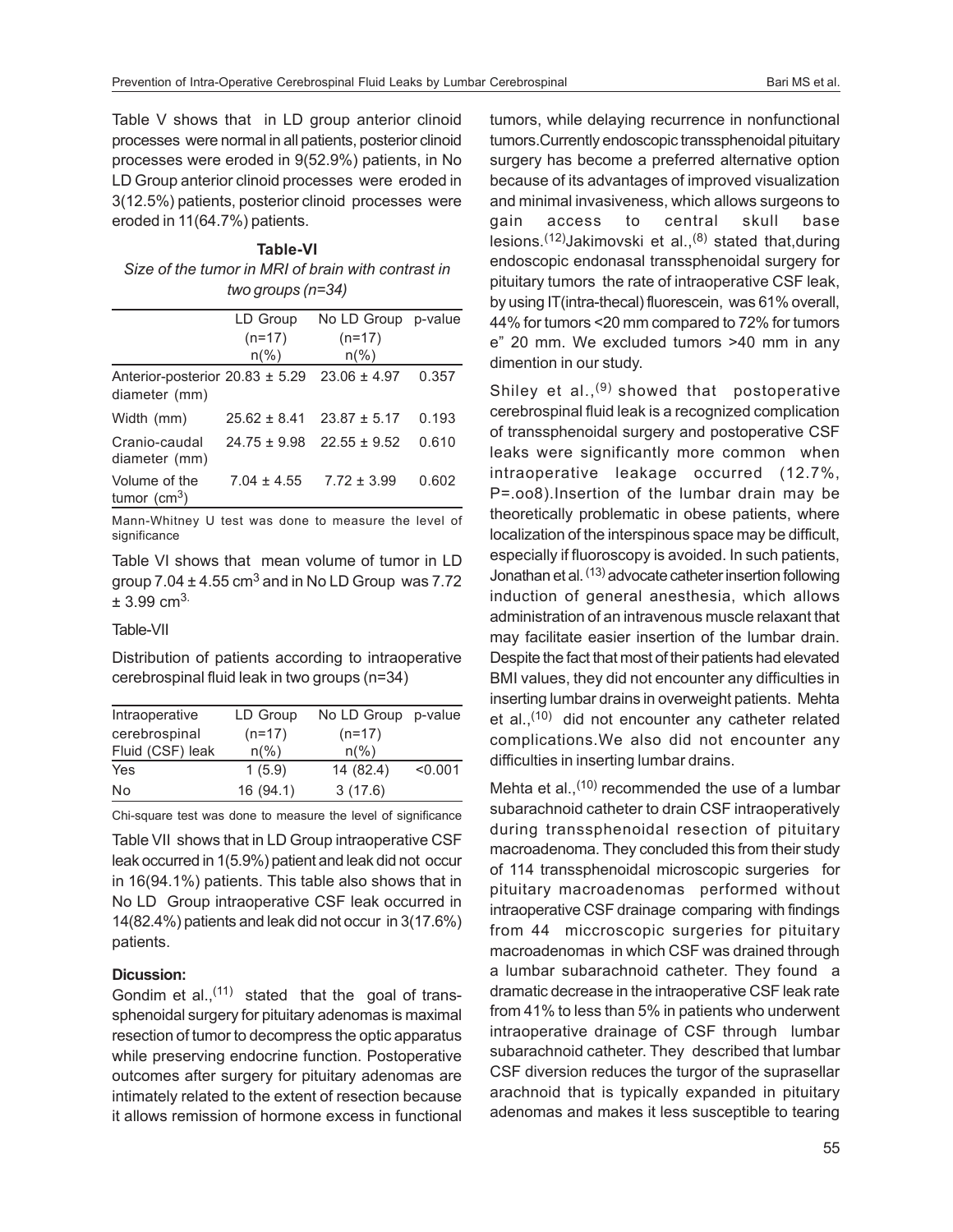Table V shows that in LD group anterior clinoid processes were normal in all patients, posterior clinoid processes were eroded in 9(52.9%) patients, in No LD Group anterior clinoid processes were eroded in 3(12.5%) patients, posterior clinoid processes were eroded in 11(64.7%) patients.

**Table-VI**

*Size of the tumor in MRI of brain with contrast in two groups (n=34)*

| | LD Group (n=17) n(%) | No LD Group (n=17) n(%) | p-value |
|---|---|---|---|
| Anterior-posterior diameter (mm) | 20.83 ± 5.29 | 23.06 ± 4.97 | 0.357 |
| Width (mm) | 25.62 ± 8.41 | 23.87 ± 5.17 | 0.193 |
| Cranio-caudal diameter (mm) | 24.75 ± 9.98 | 22.55 ± 9.52 | 0.610 |
| Volume of the tumor ($cm^3$) | 7.04 ± 4.55 | 7.72 ± 3.99 | 0.602 |

Mann-Whitney U test was done to measure the level of significance

Table VI shows that mean volume of tumor in LD group 7.04 ± 4.55 $cm^3$ and in No LD Group was 7.72 ± 3.99 $cm^3$.

Table-VII

Distribution of patients according to intraoperative cerebrospinal fluid leak in two groups (n=34)

| Intraoperative cerebrospinal Fluid (CSF) leak | LD Group (n=17) n(%) | No LD Group (n=17) n(%) | p-value |
|---|---|---|---|
| Yes | 1 (5.9) | 14 (82.4) | <0.001 |
| No | 16 (94.1) | 3 (17.6) | |

Chi-square test was done to measure the level of significance

Table VII shows that in LD Group intraoperative CSF leak occurred in 1(5.9%) patient and leak did not occur in 16(94.1%) patients. This table also shows that in No LD Group intraoperative CSF leak occurred in 14(82.4%) patients and leak did not occur in 3(17.6%) patients.

**Dicussion:**

Gondim et al.,[11] stated that the goal of trans-sphenoidal surgery for pituitary adenomas is maximal resection of tumor to decompress the optic apparatus while preserving endocrine function. Postoperative outcomes after surgery for pituitary adenomas are intimately related to the extent of resection because it allows remission of hormone excess in functional tumors, while delaying recurrence in nonfunctional tumors.Currently endoscopic transsphenoidal pituitary surgery has become a preferred alternative option because of its advantages of improved visualization and minimal invasiveness, which allows surgeons to gain access to central skull base lesions.[12]Jakimovski et al.,[8] stated that,during endoscopic endonasal transsphenoidal surgery for pituitary tumors the rate of intraoperative CSF leak, by using IT(intra-thecal) fluorescein, was 61% overall, 44% for tumors <20 mm compared to 72% for tumors e" 20 mm. We excluded tumors >40 mm in any dimention in our study.

Shiley et al.,[9] showed that postoperative cerebrospinal fluid leak is a recognized complication of transsphenoidal surgery and postoperative CSF leaks were significantly more common when intraoperative leakage occurred (12.7%, P=.oo8).Insertion of the lumbar drain may be theoretically problematic in obese patients, where localization of the interspinous space may be difficult, especially if fluoroscopy is avoided. In such patients, Jonathan et al.[13] advocate catheter insertion following induction of general anesthesia, which allows administration of an intravenous muscle relaxant that may facilitate easier insertion of the lumbar drain. Despite the fact that most of their patients had elevated BMI values, they did not encounter any difficulties in inserting lumbar drains in overweight patients. Mehta et al.,[10] did not encounter any catheter related complications.We also did not encounter any difficulties in inserting lumbar drains.

Mehta et al.,[10] recommended the use of a lumbar subarachnoid catheter to drain CSF intraoperatively during transsphenoidal resection of pituitary macroadenoma. They concluded this from their study of 114 transsphenoidal microscopic surgeries for pituitary macroadenomas performed without intraoperative CSF drainage comparing with findings from 44 miccroscopic surgeries for pituitary macroadenomas in which CSF was drained through a lumbar subarachnoid catheter. They found a dramatic decrease in the intraoperative CSF leak rate from 41% to less than 5% in patients who underwent intraoperative drainage of CSF through lumbar subarachnoid catheter. They described that lumbar CSF diversion reduces the turgor of the suprasellar arachnoid that is typically expanded in pituitary adenomas and makes it less susceptible to tearing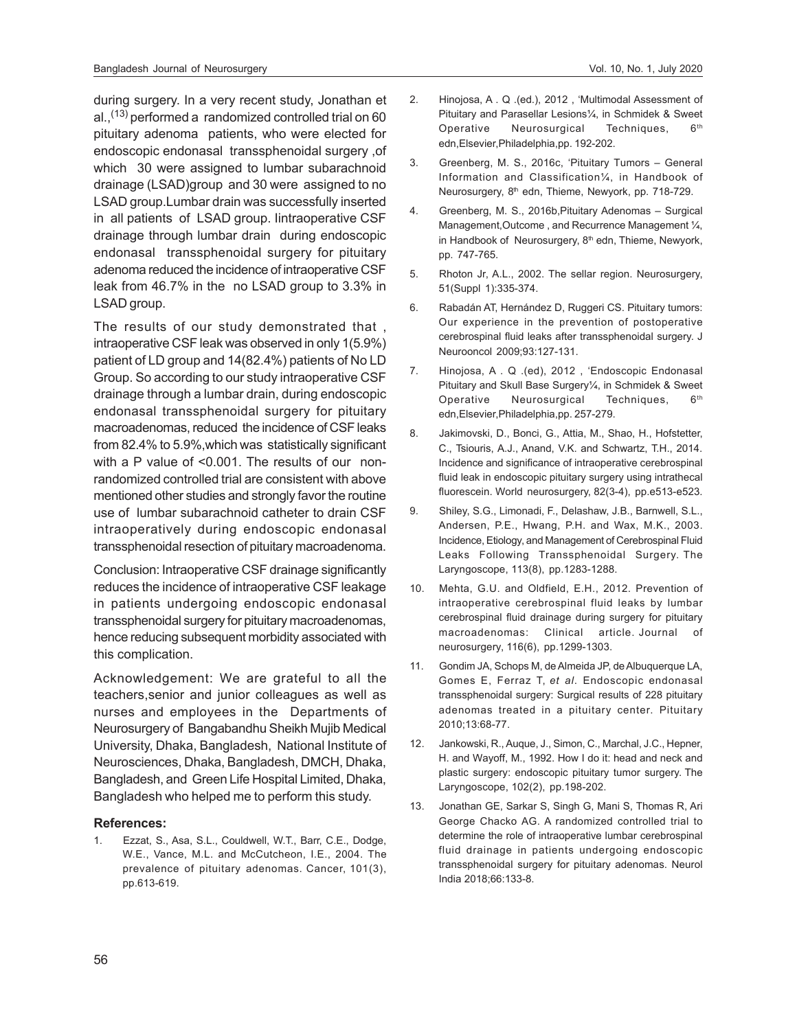during surgery. In a very recent study, Jonathan et al.,[13] performed a randomized controlled trial on 60 pituitary adenoma patients, who were elected for endoscopic endonasal transsphenoidal surgery ,of which 30 were assigned to lumbar subarachnoid drainage (LSAD)group and 30 were assigned to no LSAD group.Lumbar drain was successfully inserted in all patients of LSAD group. Iintraoperative CSF drainage through lumbar drain during endoscopic endonasal transsphenoidal surgery for pituitary adenoma reduced the incidence of intraoperative CSF leak from 46.7% in the no LSAD group to 3.3% in LSAD group.

The results of our study demonstrated that , intraoperative CSF leak was observed in only 1(5.9%) patient of LD group and 14(82.4%) patients of No LD Group. So according to our study intraoperative CSF drainage through a lumbar drain, during endoscopic endonasal transsphenoidal surgery for pituitary macroadenomas, reduced the incidence of CSF leaks from 82.4% to 5.9%,which was statistically significant with a P value of <0.001. The results of our non-randomized controlled trial are consistent with above mentioned other studies and strongly favor the routine use of lumbar subarachnoid catheter to drain CSF intraoperatively during endoscopic endonasal transsphenoidal resection of pituitary macroadenoma.

Conclusion: Intraoperative CSF drainage significantly reduces the incidence of intraoperative CSF leakage in patients undergoing endoscopic endonasal transsphenoidal surgery for pituitary macroadenomas, hence reducing subsequent morbidity associated with this complication.

Acknowledgement: We are grateful to all the teachers,senior and junior colleagues as well as nurses and employees in the Departments of Neurosurgery of Bangabandhu Sheikh Mujib Medical University, Dhaka, Bangladesh, National Institute of Neurosciences, Dhaka, Bangladesh, DMCH, Dhaka, Bangladesh, and Green Life Hospital Limited, Dhaka, Bangladesh who helped me to perform this study.

### References:

1. Ezzat, S., Asa, S.L., Couldwell, W.T., Barr, C.E., Dodge, W.E., Vance, M.L. and McCutcheon, I.E., 2004. The prevalence of pituitary adenomas. Cancer, 101(3), pp.613-619.
2. Hinojosa, A . Q .(ed.), 2012 , 'Multimodal Assessment of Pituitary and Parasellar Lesions¼, in Schmidek & Sweet Operative Neurosurgical Techniques, 6th edn,Elsevier,Philadelphia,pp. 192-202.
3. Greenberg, M. S., 2016c, 'Pituitary Tumors – General Information and Classification¼, in Handbook of Neurosurgery, 8th edn, Thieme, Newyork, pp. 718-729.
4. Greenberg, M. S., 2016b,Pituitary Adenomas – Surgical Management,Outcome , and Recurrence Management ¼, in Handbook of Neurosurgery, 8th edn, Thieme, Newyork, pp. 747-765.
5. Rhoton Jr, A.L., 2002. The sellar region. Neurosurgery, 51(Suppl 1):335-374.
6. Rabadán AT, Hernández D, Ruggeri CS. Pituitary tumors: Our experience in the prevention of postoperative cerebrospinal fluid leaks after transsphenoidal surgery. J Neurooncol 2009;93:127-131.
7. Hinojosa, A . Q .(ed), 2012 , 'Endoscopic Endonasal Pituitary and Skull Base Surgery¼, in Schmidek & Sweet Operative Neurosurgical Techniques, 6th edn,Elsevier,Philadelphia,pp. 257-279.
8. Jakimovski, D., Bonci, G., Attia, M., Shao, H., Hofstetter, C., Tsiouris, A.J., Anand, V.K. and Schwartz, T.H., 2014. Incidence and significance of intraoperative cerebrospinal fluid leak in endoscopic pituitary surgery using intrathecal fluorescein. World neurosurgery, 82(3-4), pp.e513-e523.
9. Shiley, S.G., Limonadi, F., Delashaw, J.B., Barnwell, S.L., Andersen, P.E., Hwang, P.H. and Wax, M.K., 2003. Incidence, Etiology, and Management of Cerebrospinal Fluid Leaks Following Transsphenoidal Surgery. The Laryngoscope, 113(8), pp.1283-1288.
10. Mehta, G.U. and Oldfield, E.H., 2012. Prevention of intraoperative cerebrospinal fluid leaks by lumbar cerebrospinal fluid drainage during surgery for pituitary macroadenomas: Clinical article. Journal of neurosurgery, 116(6), pp.1299-1303.
11. Gondim JA, Schops M, de Almeida JP, de Albuquerque LA, Gomes E, Ferraz T, *et al*. Endoscopic endonasal transsphenoidal surgery: Surgical results of 228 pituitary adenomas treated in a pituitary center. Pituitary 2010;13:68-77.
12. Jankowski, R., Auque, J., Simon, C., Marchal, J.C., Hepner, H. and Wayoff, M., 1992. How I do it: head and neck and plastic surgery: endoscopic pituitary tumor surgery. The Laryngoscope, 102(2), pp.198-202.
13. Jonathan GE, Sarkar S, Singh G, Mani S, Thomas R, Ari George Chacko AG. A randomized controlled trial to determine the role of intraoperative lumbar cerebrospinal fluid drainage in patients undergoing endoscopic transsphenoidal surgery for pituitary adenomas. Neurol India 2018;66:133-8.